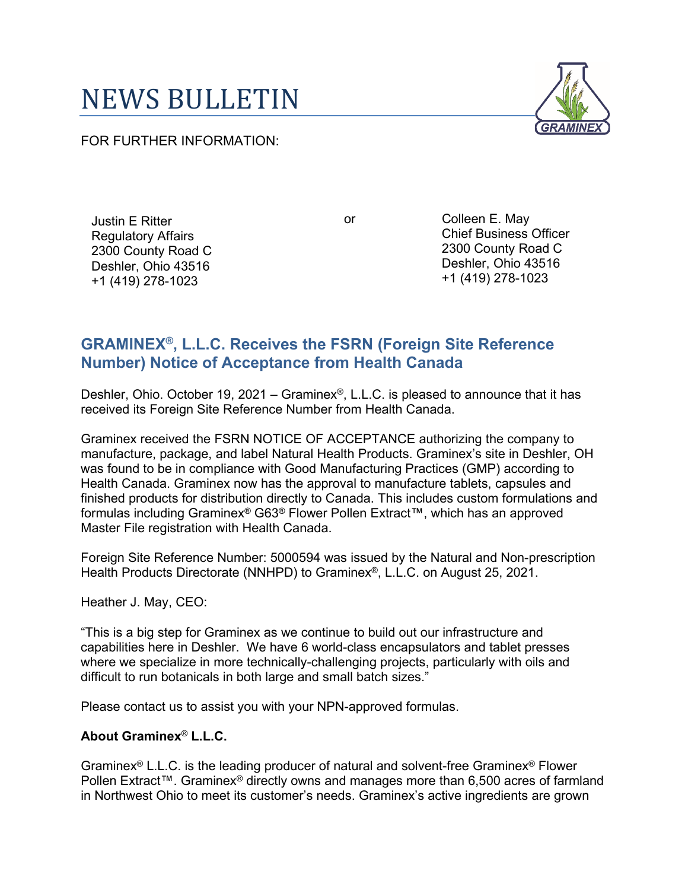# NEWS BULLETIN

FOR FURTHER INFORMATION:

Justin E Ritter
Regulatory Affairs
2300 County Road C
Deshler, Ohio 43516
+1 (419) 278-1023

or

Colleen E. May
Chief Business Officer
2300 County Road C
Deshler, Ohio 43516
+1 (419) 278-1023

## GRAMINEX®, L.L.C. Receives the FSRN (Foreign Site Reference Number) Notice of Acceptance from Health Canada

Deshler, Ohio. October 19, 2021 – Graminex®, L.L.C. is pleased to announce that it has received its Foreign Site Reference Number from Health Canada.

Graminex received the FSRN NOTICE OF ACCEPTANCE authorizing the company to manufacture, package, and label Natural Health Products. Graminex's site in Deshler, OH was found to be in compliance with Good Manufacturing Practices (GMP) according to Health Canada. Graminex now has the approval to manufacture tablets, capsules and finished products for distribution directly to Canada. This includes custom formulations and formulas including Graminex® G63® Flower Pollen Extract™, which has an approved Master File registration with Health Canada.

Foreign Site Reference Number: 5000594 was issued by the Natural and Non-prescription Health Products Directorate (NNHPD) to Graminex®, L.L.C. on August 25, 2021.

Heather J. May, CEO:

"This is a big step for Graminex as we continue to build out our infrastructure and capabilities here in Deshler. We have 6 world-class encapsulators and tablet presses where we specialize in more technically-challenging projects, particularly with oils and difficult to run botanicals in both large and small batch sizes."

Please contact us to assist you with your NPN-approved formulas.

**About Graminex® L.L.C.**

Graminex® L.L.C. is the leading producer of natural and solvent-free Graminex® Flower Pollen Extract™. Graminex® directly owns and manages more than 6,500 acres of farmland in Northwest Ohio to meet its customer's needs. Graminex's active ingredients are grown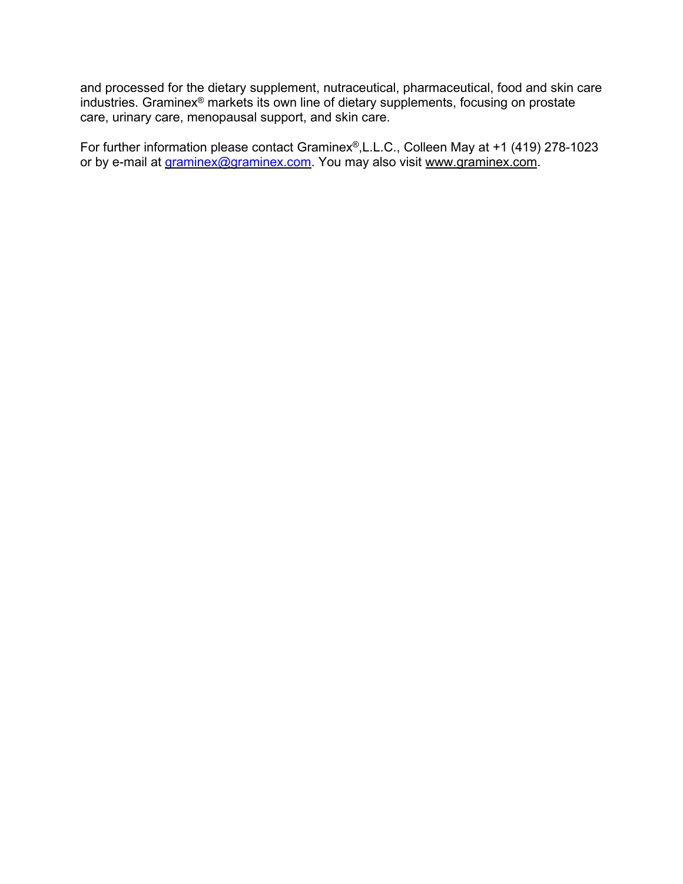and processed for the dietary supplement, nutraceutical, pharmaceutical, food and skin care industries. Graminex® markets its own line of dietary supplements, focusing on prostate care, urinary care, menopausal support, and skin care.

For further information please contact Graminex®,L.L.C., Colleen May at +1 (419) 278-1023 or by e-mail at graminex@graminex.com. You may also visit www.graminex.com.